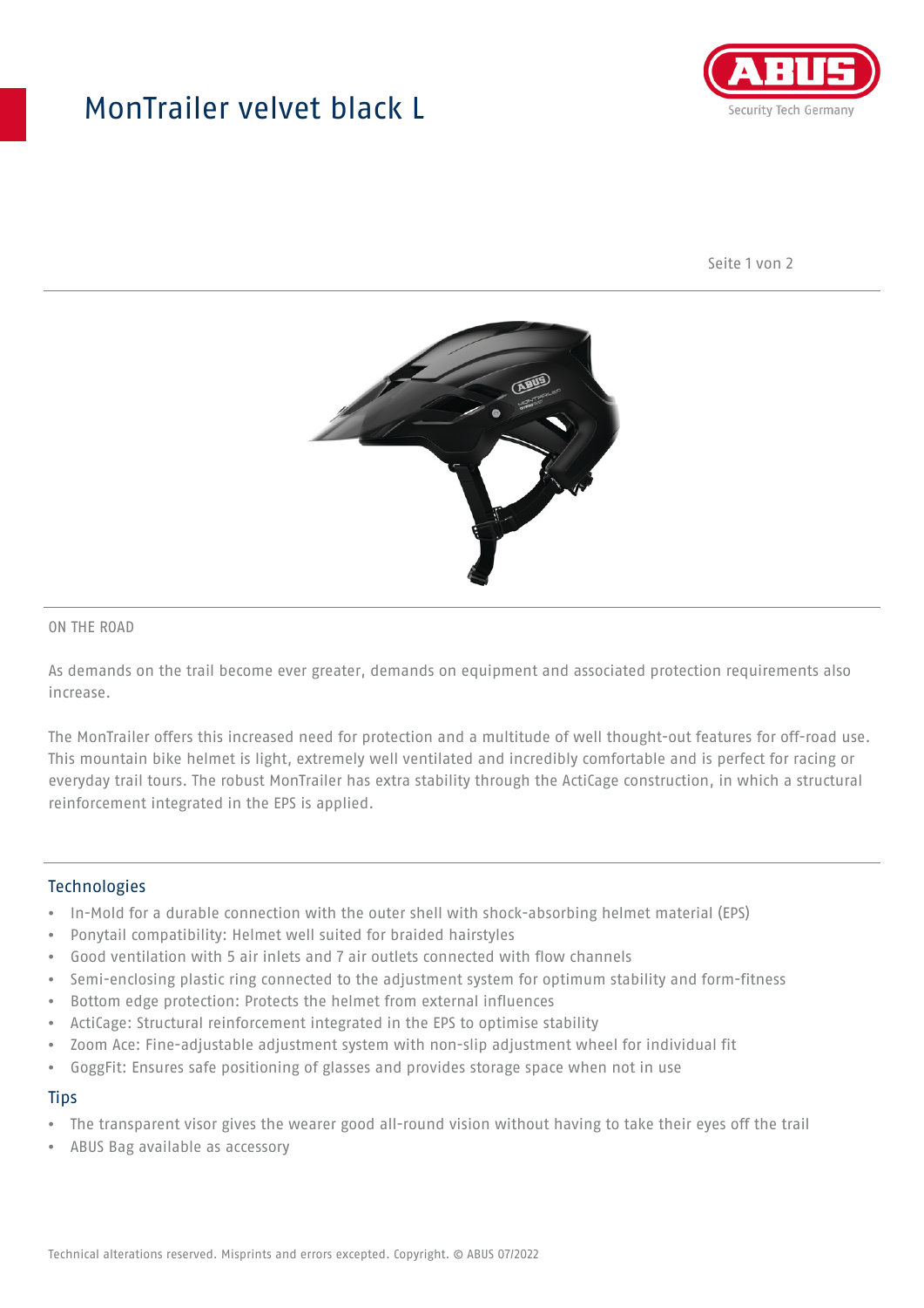# MonTrailer velvet black L

ON THE ROAD

As demands on the trail become ever greater, demands on equipment and associated protection requirements also increase.

The MonTrailer offers this increased need for protection and a multitude of well thought-out features for off-road use. This mountain bike helmet is light, extremely well ventilated and incredibly comfortable and is perfect for racing or everyday trail tours. The robust MonTrailer has extra stability through the ActiCage construction, in which a structural reinforcement integrated in the EPS is applied.

## Technologies

- In-Mold for a durable connection with the outer shell with shock-absorbing helmet material (EPS)
- Ponytail compatibility: Helmet well suited for braided hairstyles
- Good ventilation with 5 air inlets and 7 air outlets connected with flow channels
- Semi-enclosing plastic ring connected to the adjustment system for optimum stability and form-fitness
- Bottom edge protection: Protects the helmet from external influences
- ActiCage: Structural reinforcement integrated in the EPS to optimise stability
- Zoom Ace: Fine-adjustable adjustment system with non-slip adjustment wheel for individual fit
- GoggFit: Ensures safe positioning of glasses and provides storage space when not in use

## Tips

- The transparent visor gives the wearer good all-round vision without having to take their eyes off the trail
- ABUS Bag available as accessory

Technical alterations reserved. Misprints and errors excepted. Copyright. © ABUS 07/2022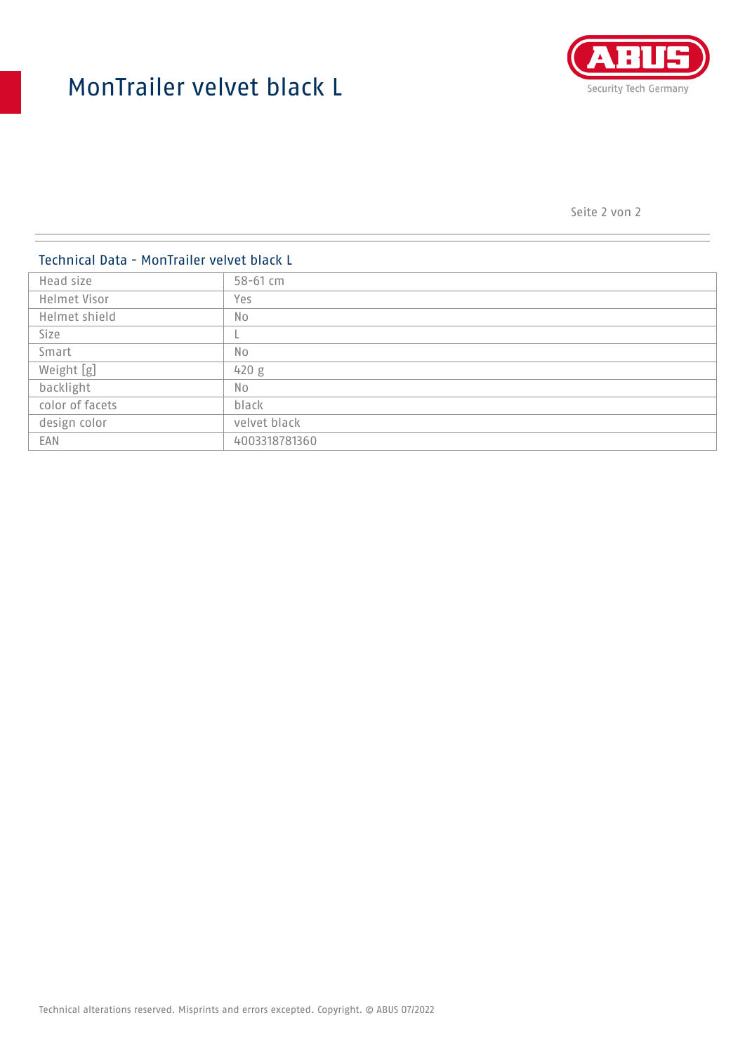# MonTrailer velvet black L

## Technical Data - MonTrailer velvet black L

| | |
|---|---|
| Head size | 58-61 cm |
| Helmet Visor | Yes |
| Helmet shield | No |
| Size | L |
| Smart | No |
| Weight [g] | 420 g |
| backlight | No |
| color of facets | black |
| design color | velvet black |
| EAN | 4003318781360 |

Technical alterations reserved. Misprints and errors excepted. Copyright. © ABUS 07/2022